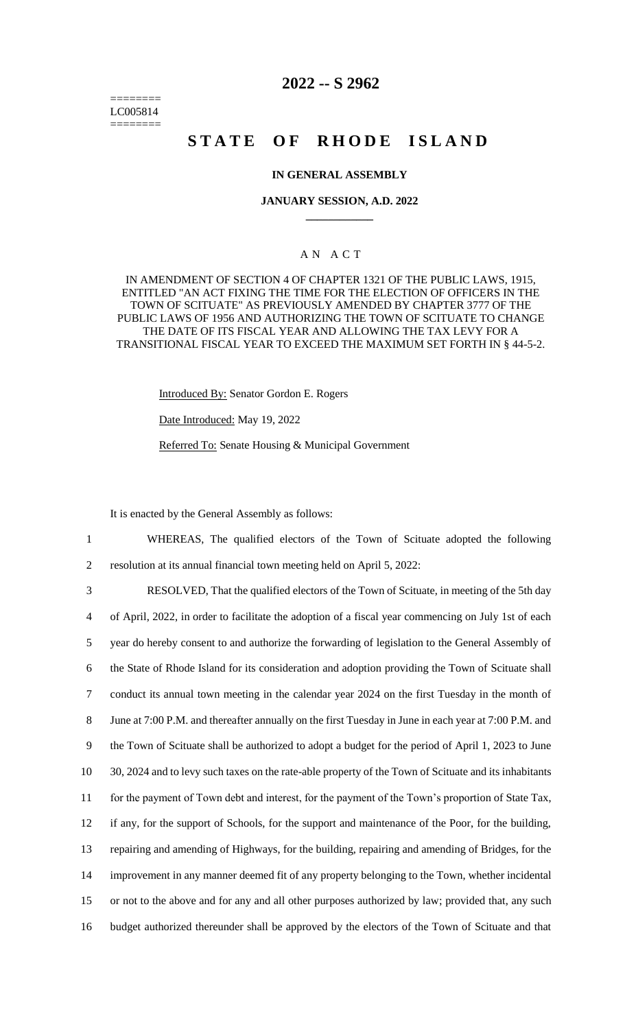========
LC005814
========

# 2022 -- S 2962

# STATE OF RHODE ISLAND

### IN GENERAL ASSEMBLY

### JANUARY SESSION, A.D. 2022

## A N A C T

IN AMENDMENT OF SECTION 4 OF CHAPTER 1321 OF THE PUBLIC LAWS, 1915, ENTITLED "AN ACT FIXING THE TIME FOR THE ELECTION OF OFFICERS IN THE TOWN OF SCITUATE" AS PREVIOUSLY AMENDED BY CHAPTER 3777 OF THE PUBLIC LAWS OF 1956 AND AUTHORIZING THE TOWN OF SCITUATE TO CHANGE THE DATE OF ITS FISCAL YEAR AND ALLOWING THE TAX LEVY FOR A TRANSITIONAL FISCAL YEAR TO EXCEED THE MAXIMUM SET FORTH IN § 44-5-2.

Introduced By: Senator Gordon E. Rogers

Date Introduced: May 19, 2022

Referred To: Senate Housing & Municipal Government

It is enacted by the General Assembly as follows:

1 WHEREAS, The qualified electors of the Town of Scituate adopted the following
2 resolution at its annual financial town meeting held on April 5, 2022:
3 RESOLVED, That the qualified electors of the Town of Scituate, in meeting of the 5th day
4 of April, 2022, in order to facilitate the adoption of a fiscal year commencing on July 1st of each
5 year do hereby consent to and authorize the forwarding of legislation to the General Assembly of
6 the State of Rhode Island for its consideration and adoption providing the Town of Scituate shall
7 conduct its annual town meeting in the calendar year 2024 on the first Tuesday in the month of
8 June at 7:00 P.M. and thereafter annually on the first Tuesday in June in each year at 7:00 P.M. and
9 the Town of Scituate shall be authorized to adopt a budget for the period of April 1, 2023 to June
10 30, 2024 and to levy such taxes on the rate-able property of the Town of Scituate and its inhabitants
11 for the payment of Town debt and interest, for the payment of the Town's proportion of State Tax,
12 if any, for the support of Schools, for the support and maintenance of the Poor, for the building,
13 repairing and amending of Highways, for the building, repairing and amending of Bridges, for the
14 improvement in any manner deemed fit of any property belonging to the Town, whether incidental
15 or not to the above and for any and all other purposes authorized by law; provided that, any such
16 budget authorized thereunder shall be approved by the electors of the Town of Scituate and that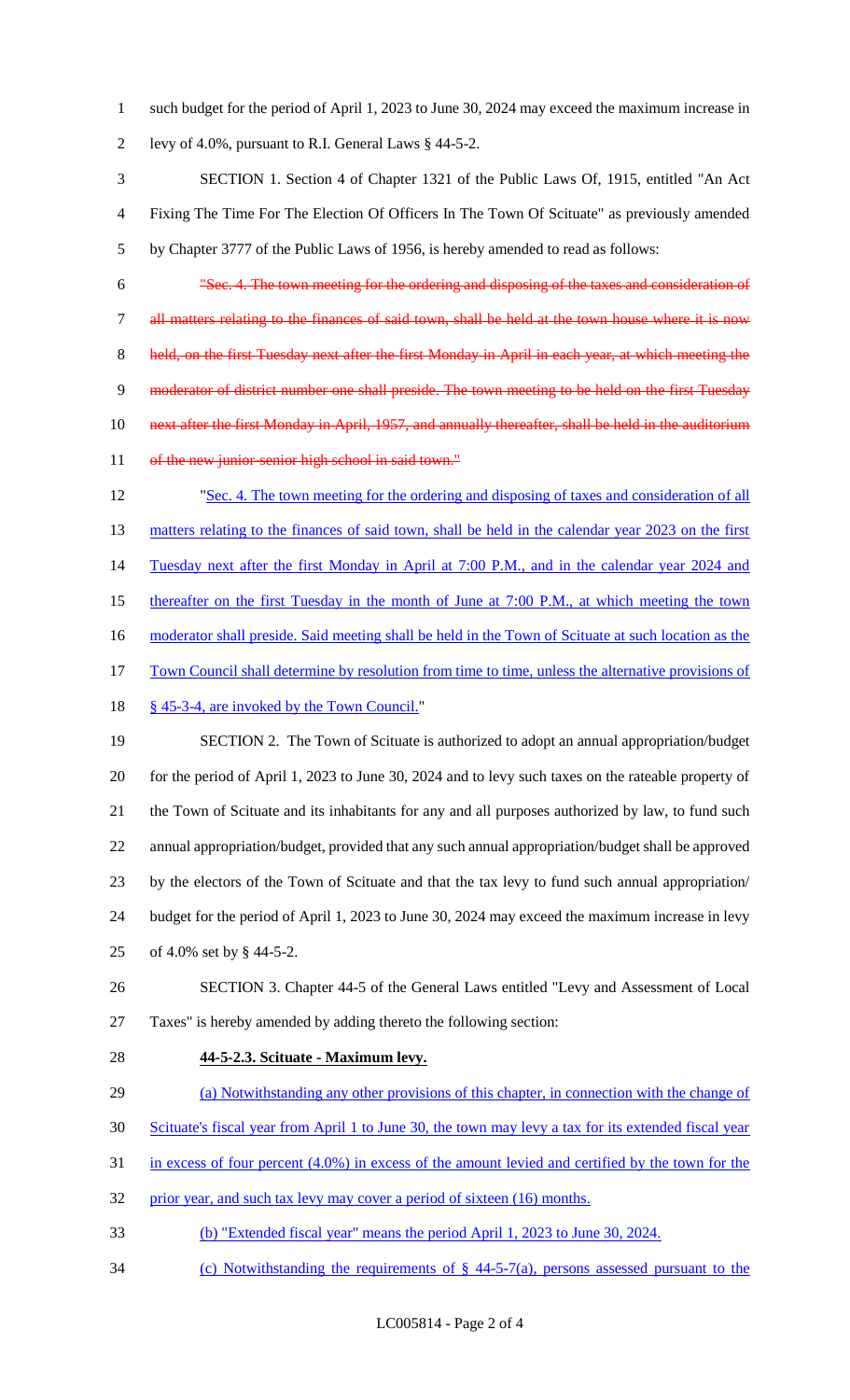such budget for the period of April 1, 2023 to June 30, 2024 may exceed the maximum increase in levy of 4.0%, pursuant to R.I. General Laws § 44-5-2.

SECTION 1. Section 4 of Chapter 1321 of the Public Laws Of, 1915, entitled "An Act Fixing The Time For The Election Of Officers In The Town Of Scituate" as previously amended by Chapter 3777 of the Public Laws of 1956, is hereby amended to read as follows:

~~"Sec. 4. The town meeting for the ordering and disposing of the taxes and consideration of all matters relating to the finances of said town, shall be held at the town house where it is now held, on the first Tuesday next after the first Monday in April in each year, at which meeting the moderator of district number one shall preside. The town meeting to be held on the first Tuesday next after the first Monday in April, 1957, and annually thereafter, shall be held in the auditorium of the new junior-senior high school in said town."~~

"<u>Sec. 4. The town meeting for the ordering and disposing of taxes and consideration of all matters relating to the finances of said town, shall be held in the calendar year 2023 on the first Tuesday next after the first Monday in April at 7:00 P.M., and in the calendar year 2024 and thereafter on the first Tuesday in the month of June at 7:00 P.M., at which meeting the town moderator shall preside. Said meeting shall be held in the Town of Scituate at such location as the Town Council shall determine by resolution from time to time, unless the alternative provisions of § 45-3-4, are invoked by the Town Council.</u>"

SECTION 2. The Town of Scituate is authorized to adopt an annual appropriation/budget for the period of April 1, 2023 to June 30, 2024 and to levy such taxes on the rateable property of the Town of Scituate and its inhabitants for any and all purposes authorized by law, to fund such annual appropriation/budget, provided that any such annual appropriation/budget shall be approved by the electors of the Town of Scituate and that the tax levy to fund such annual appropriation/ budget for the period of April 1, 2023 to June 30, 2024 may exceed the maximum increase in levy of 4.0% set by § 44-5-2.

SECTION 3. Chapter 44-5 of the General Laws entitled "Levy and Assessment of Local Taxes" is hereby amended by adding thereto the following section:

**<u>44-5-2.3. Scituate - Maximum levy.</u>**

<u>(a) Notwithstanding any other provisions of this chapter, in connection with the change of Scituate's fiscal year from April 1 to June 30, the town may levy a tax for its extended fiscal year in excess of four percent (4.0%) in excess of the amount levied and certified by the town for the prior year, and such tax levy may cover a period of sixteen (16) months.</u>

<u>(b) "Extended fiscal year" means the period April 1, 2023 to June 30, 2024.</u>

<u>(c) Notwithstanding the requirements of § 44-5-7(a), persons assessed pursuant to the</u>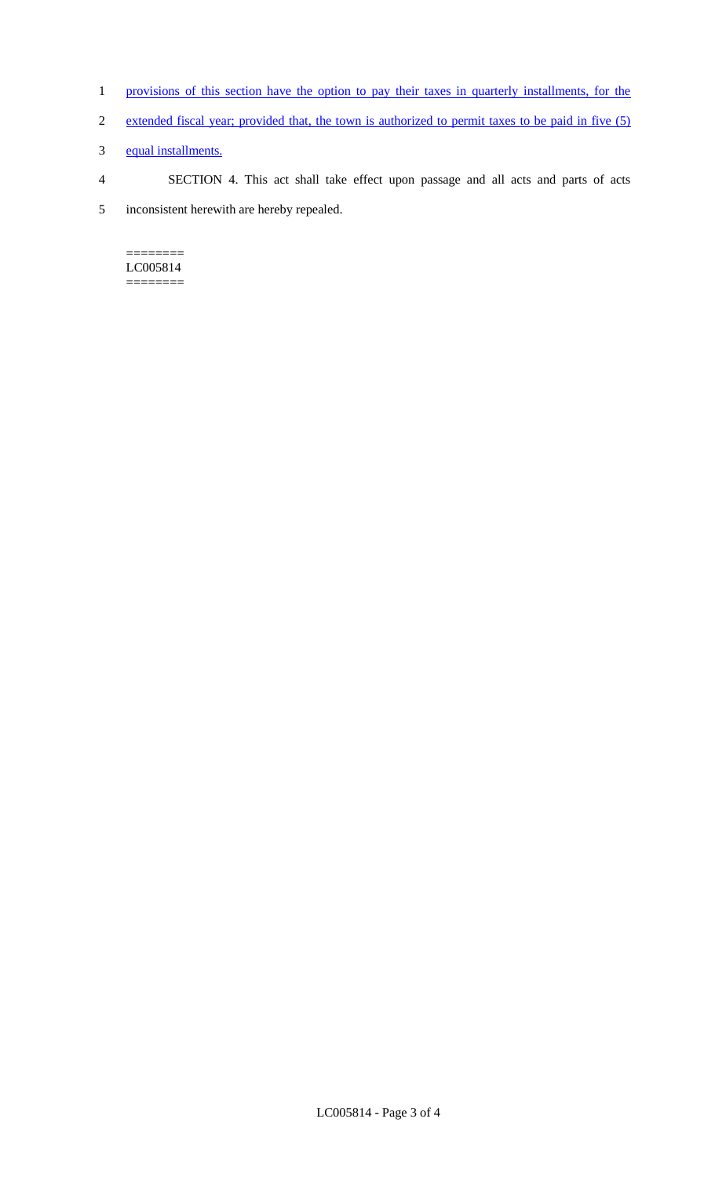provisions of this section have the option to pay their taxes in quarterly installments, for the extended fiscal year; provided that, the town is authorized to permit taxes to be paid in five (5) equal installments.

SECTION 4. This act shall take effect upon passage and all acts and parts of acts inconsistent herewith are hereby repealed.

========
LC005814
========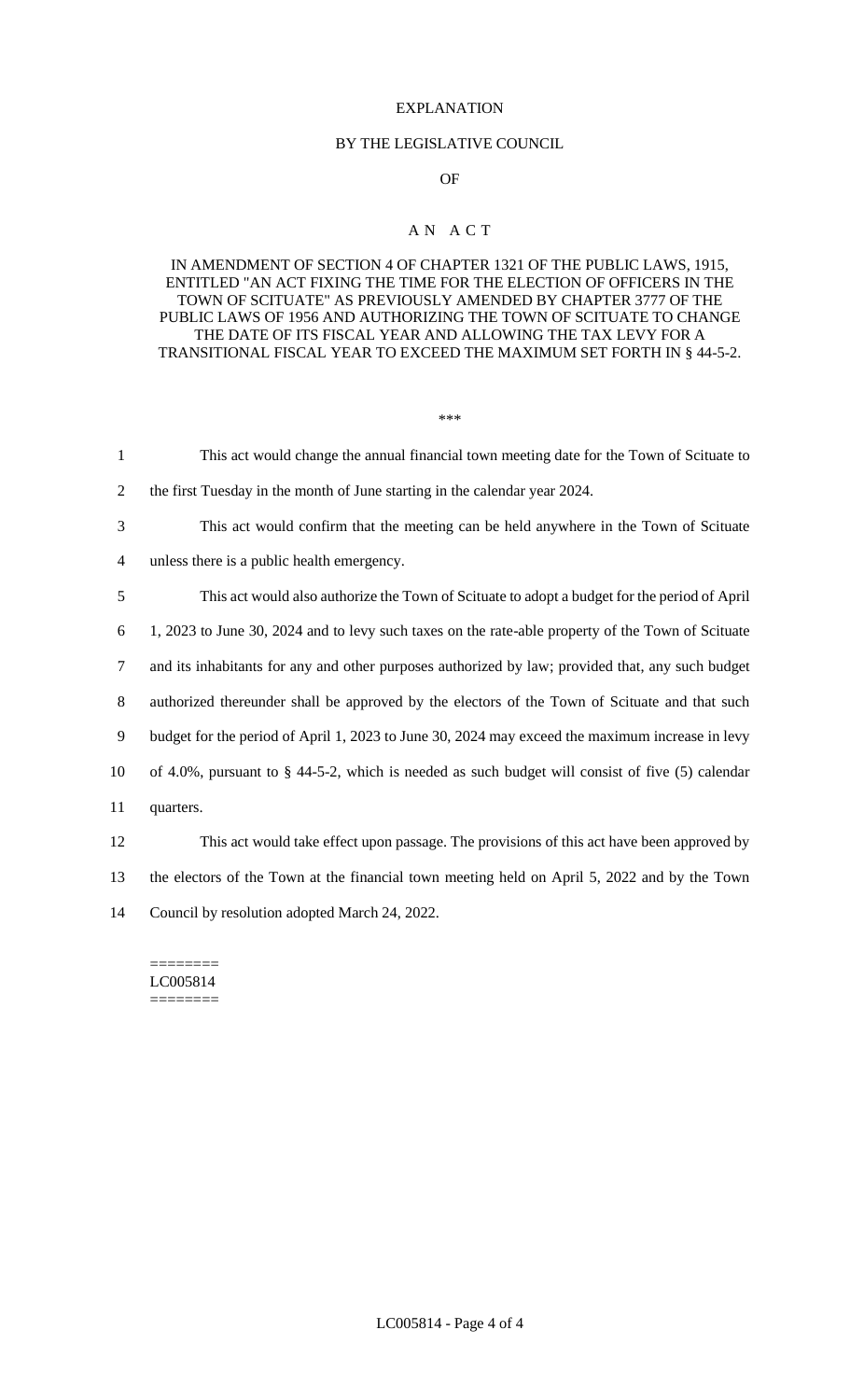EXPLANATION

BY THE LEGISLATIVE COUNCIL

OF

# A N A C T

IN AMENDMENT OF SECTION 4 OF CHAPTER 1321 OF THE PUBLIC LAWS, 1915, ENTITLED "AN ACT FIXING THE TIME FOR THE ELECTION OF OFFICERS IN THE TOWN OF SCITUATE" AS PREVIOUSLY AMENDED BY CHAPTER 3777 OF THE PUBLIC LAWS OF 1956 AND AUTHORIZING THE TOWN OF SCITUATE TO CHANGE THE DATE OF ITS FISCAL YEAR AND ALLOWING THE TAX LEVY FOR A TRANSITIONAL FISCAL YEAR TO EXCEED THE MAXIMUM SET FORTH IN § 44-5-2.

\*\*\*

This act would change the annual financial town meeting date for the Town of Scituate to the first Tuesday in the month of June starting in the calendar year 2024.

This act would confirm that the meeting can be held anywhere in the Town of Scituate unless there is a public health emergency.

This act would also authorize the Town of Scituate to adopt a budget for the period of April 1, 2023 to June 30, 2024 and to levy such taxes on the rate-able property of the Town of Scituate and its inhabitants for any and other purposes authorized by law; provided that, any such budget authorized thereunder shall be approved by the electors of the Town of Scituate and that such budget for the period of April 1, 2023 to June 30, 2024 may exceed the maximum increase in levy of 4.0%, pursuant to § 44-5-2, which is needed as such budget will consist of five (5) calendar quarters.

This act would take effect upon passage. The provisions of this act have been approved by the electors of the Town at the financial town meeting held on April 5, 2022 and by the Town Council by resolution adopted March 24, 2022.

========
LC005814
========